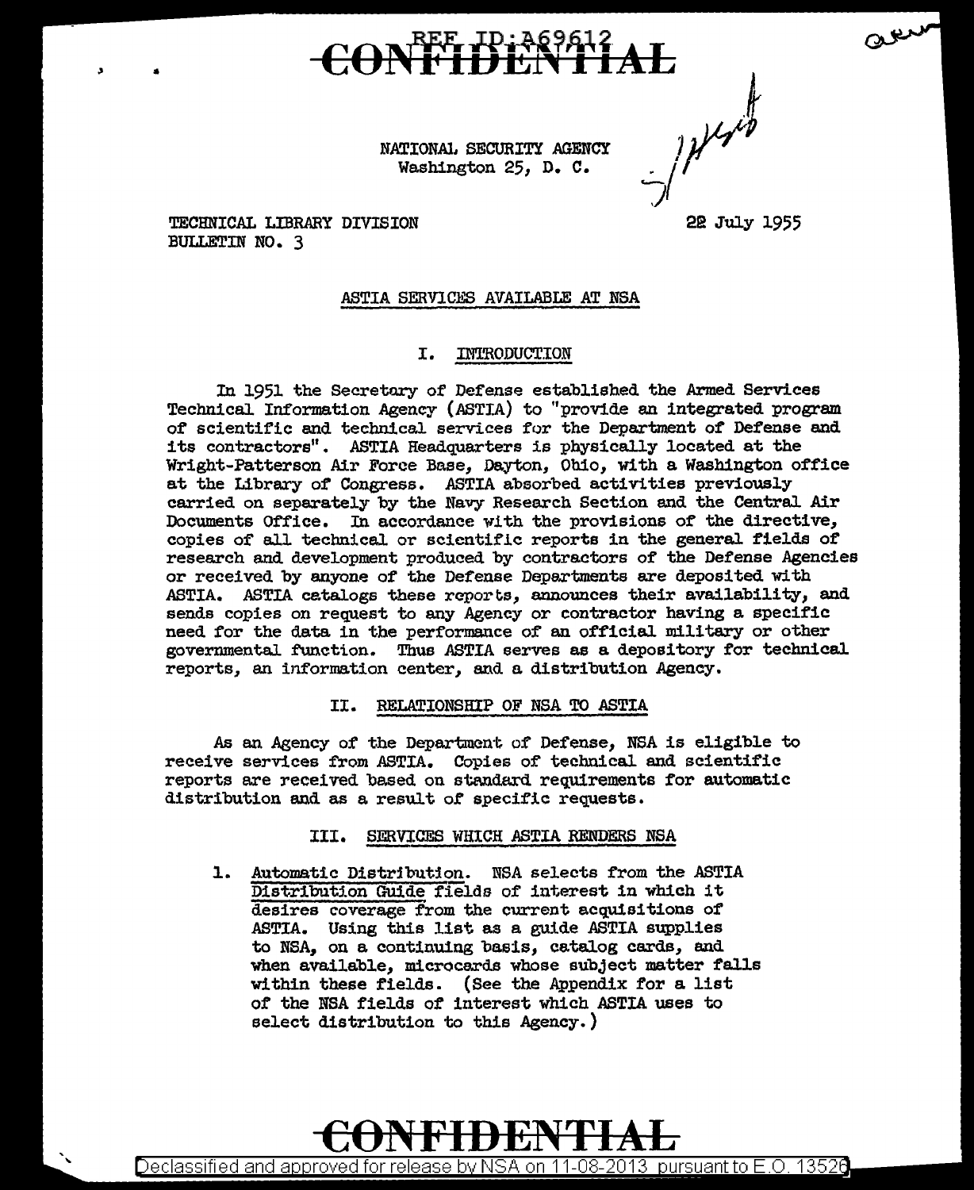NATIONAL SECURITY AGENCY
Washington 25, D. C.

TECHNICAL LIBRARY DIVISION
BULLETIN NO. 3

22 July 1955

## ASTIA SERVICES AVAILABLE AT NSA

### I. INTRODUCTION

In 1951 the Secretary of Defense established the Armed Services Technical Information Agency (ASTIA) to "provide an integrated program of scientific and technical services for the Department of Defense and its contractors". ASTIA Headquarters is physically located at the Wright-Patterson Air Force Base, Dayton, Ohio, with a Washington office at the Library of Congress. ASTIA absorbed activities previously carried on separately by the Navy Research Section and the Central Air Documents Office. In accordance with the provisions of the directive, copies of all technical or scientific reports in the general fields of research and development produced by contractors of the Defense Agencies or received by anyone of the Defense Departments are deposited with ASTIA. ASTIA catalogs these reports, announces their availability, and sends copies on request to any Agency or contractor having a specific need for the data in the performance of an official military or other governmental function. Thus ASTIA serves as a depository for technical reports, an information center, and a distribution Agency.

### II. RELATIONSHIP OF NSA TO ASTIA

As an Agency of the Department of Defense, NSA is eligible to receive services from ASTIA. Copies of technical and scientific reports are received based on standard requirements for automatic distribution and as a result of specific requests.

### III. SERVICES WHICH ASTIA RENDERS NSA

1. Automatic Distribution. NSA selects from the ASTIA Distribution Guide fields of interest in which it desires coverage from the current acquisitions of ASTIA. Using this list as a guide ASTIA supplies to NSA, on a continuing basis, catalog cards, and when available, microcards whose subject matter falls within these fields. (See the Appendix for a list of the NSA fields of interest which ASTIA uses to select distribution to this Agency.)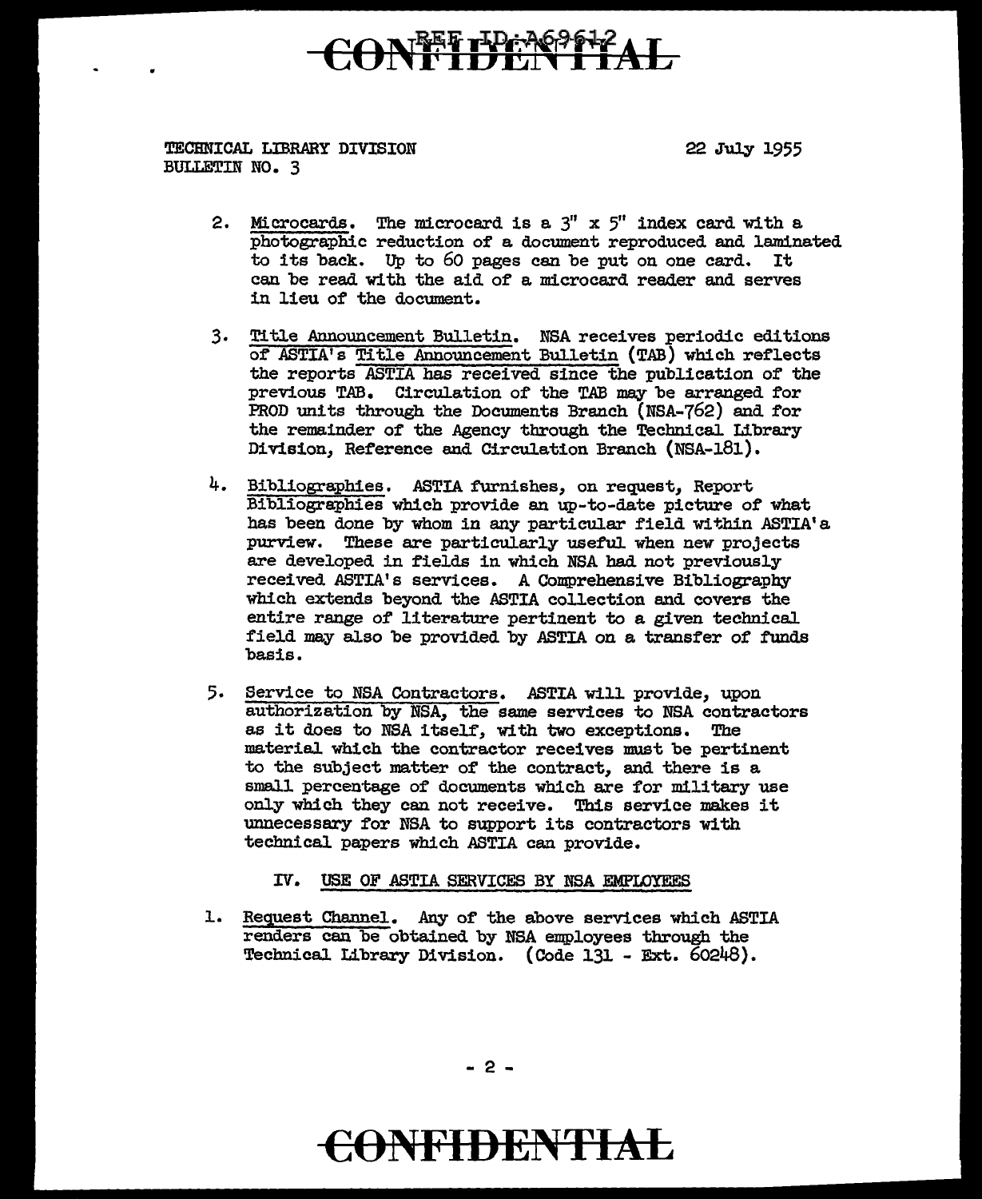TECHNICAL LIBRARY DIVISION
BULLETIN NO. 3

22 July 1955

2. Microcards. The microcard is a 3" x 5" index card with a photographic reduction of a document reproduced and laminated to its back. Up to 60 pages can be put on one card. It can be read with the aid of a microcard reader and serves in lieu of the document.

3. Title Announcement Bulletin. NSA receives periodic editions of ASTIA's Title Announcement Bulletin (TAB) which reflects the reports ASTIA has received since the publication of the previous TAB. Circulation of the TAB may be arranged for PROD units through the Documents Branch (NSA-762) and for the remainder of the Agency through the Technical Library Division, Reference and Circulation Branch (NSA-181).

4. Bibliographies. ASTIA furnishes, on request, Report Bibliographies which provide an up-to-date picture of what has been done by whom in any particular field within ASTIA's purview. These are particularly useful when new projects are developed in fields in which NSA had not previously received ASTIA's services. A Comprehensive Bibliography which extends beyond the ASTIA collection and covers the entire range of literature pertinent to a given technical field may also be provided by ASTIA on a transfer of funds basis.

5. Service to NSA Contractors. ASTIA will provide, upon authorization by NSA, the same services to NSA contractors as it does to NSA itself, with two exceptions. The material which the contractor receives must be pertinent to the subject matter of the contract, and there is a small percentage of documents which are for military use only which they can not receive. This service makes it unnecessary for NSA to support its contractors with technical papers which ASTIA can provide.

## IV. USE OF ASTIA SERVICES BY NSA EMPLOYEES

1. Request Channel. Any of the above services which ASTIA renders can be obtained by NSA employees through the Technical Library Division. (Code 131 - Ext. 60248).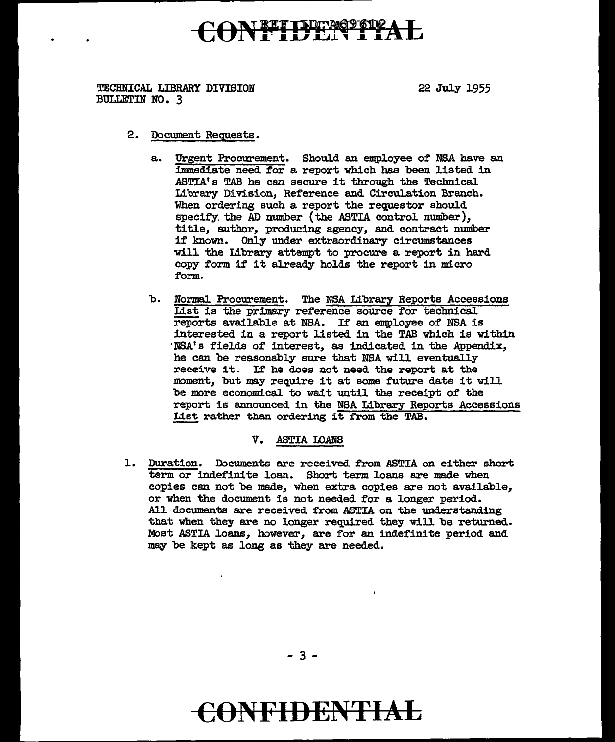TECHNICAL LIBRARY DIVISION
BULLETIN NO. 3

22 July 1955

2. Document Requests.

   a. Urgent Procurement. Should an employee of NSA have an immediate need for a report which has been listed in ASTIA's TAB he can secure it through the Technical Library Division, Reference and Circulation Branch. When ordering such a report the requestor should specify the AD number (the ASTIA control number), title, author, producing agency, and contract number if known. Only under extraordinary circumstances will the Library attempt to procure a report in hard copy form if it already holds the report in micro form.

   b. Normal Procurement. The NSA Library Reports Accessions List is the primary reference source for technical reports available at NSA. If an employee of NSA is interested in a report listed in the TAB which is within NSA's fields of interest, as indicated in the Appendix, he can be reasonably sure that NSA will eventually receive it. If he does not need the report at the moment, but may require it at some future date it will be more economical to wait until the receipt of the report is announced in the NSA Library Reports Accessions List rather than ordering it from the TAB.

## V. ASTIA LOANS

1. Duration. Documents are received from ASTIA on either short term or indefinite loan. Short term loans are made when copies can not be made, when extra copies are not available, or when the document is not needed for a longer period. All documents are received from ASTIA on the understanding that when they are no longer required they will be returned. Most ASTIA loans, however, are for an indefinite period and may be kept as long as they are needed.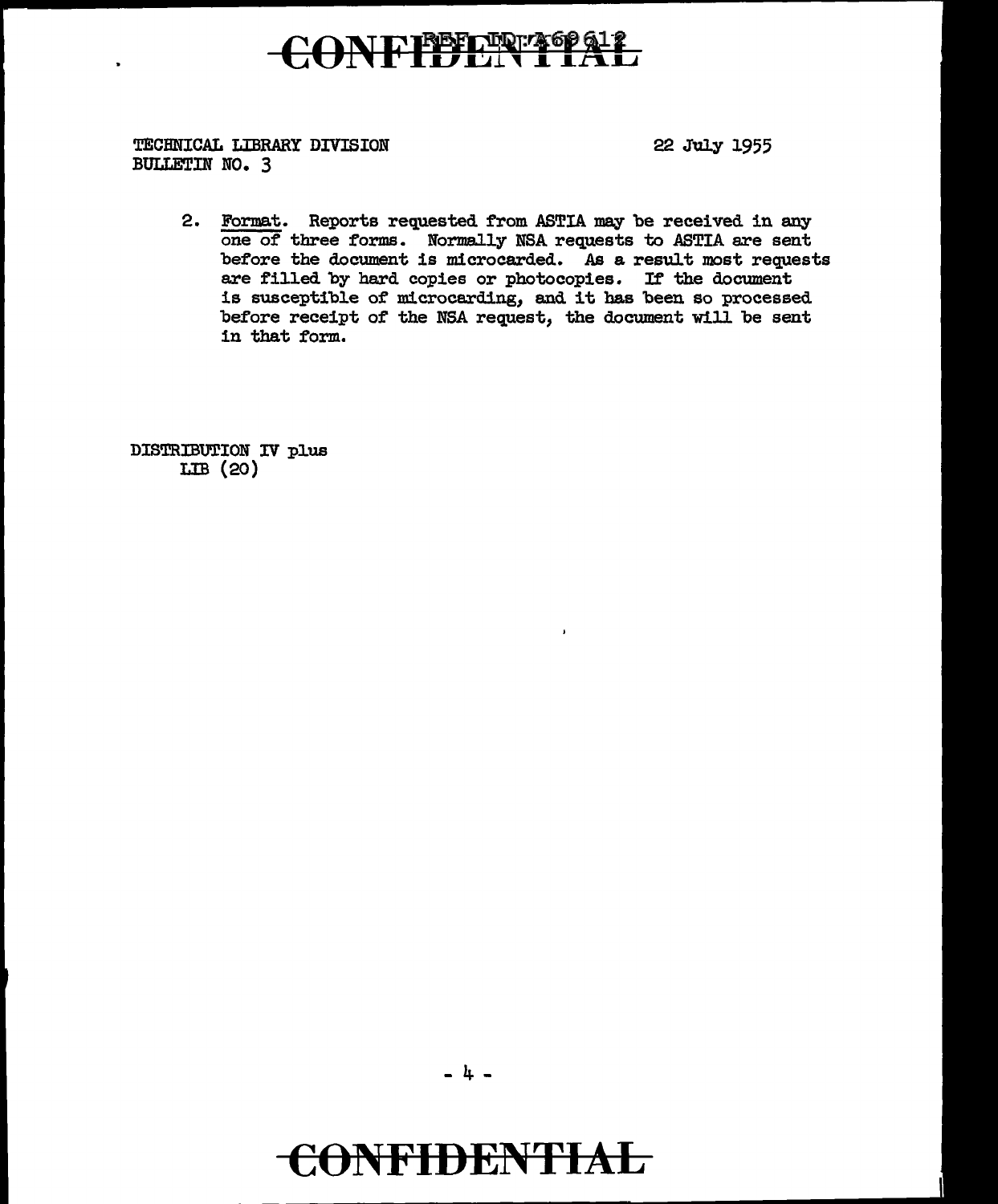TECHNICAL LIBRARY DIVISION
BULLETIN NO. 3

22 July 1955

2. Format. Reports requested from ASTIA may be received in any one of three forms. Normally NSA requests to ASTIA are sent before the document is microcarded. As a result most requests are filled by hard copies or photocopies. If the document is susceptible of microcarding, and it has been so processed before receipt of the NSA request, the document will be sent in that form.

DISTRIBUTION IV plus
LIB (20)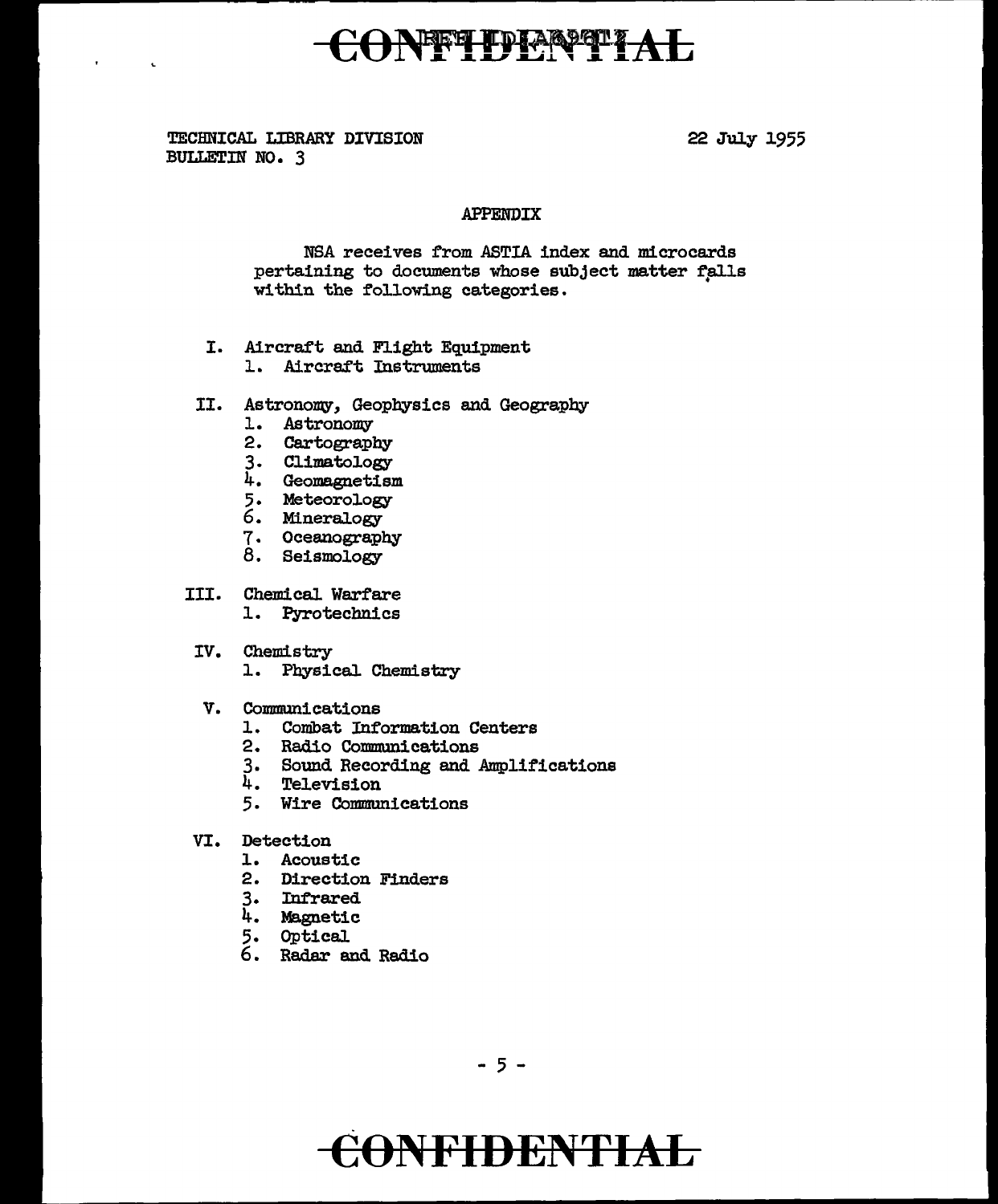TECHNICAL LIBRARY DIVISION
BULLETIN NO. 3

22 July 1955

## APPENDIX

NSA receives from ASTIA index and microcards pertaining to documents whose subject matter falls within the following categories.

I. Aircraft and Flight Equipment
   1. Aircraft Instruments

II. Astronomy, Geophysics and Geography
   1. Astronomy
   2. Cartography
   3. Climatology
   4. Geomagnetism
   5. Meteorology
   6. Mineralogy
   7. Oceanography
   8. Seismology

III. Chemical Warfare
   1. Pyrotechnics

IV. Chemistry
   1. Physical Chemistry

V. Communications
   1. Combat Information Centers
   2. Radio Communications
   3. Sound Recording and Amplifications
   4. Television
   5. Wire Communications

VI. Detection
   1. Acoustic
   2. Direction Finders
   3. Infrared
   4. Magnetic
   5. Optical
   6. Radar and Radio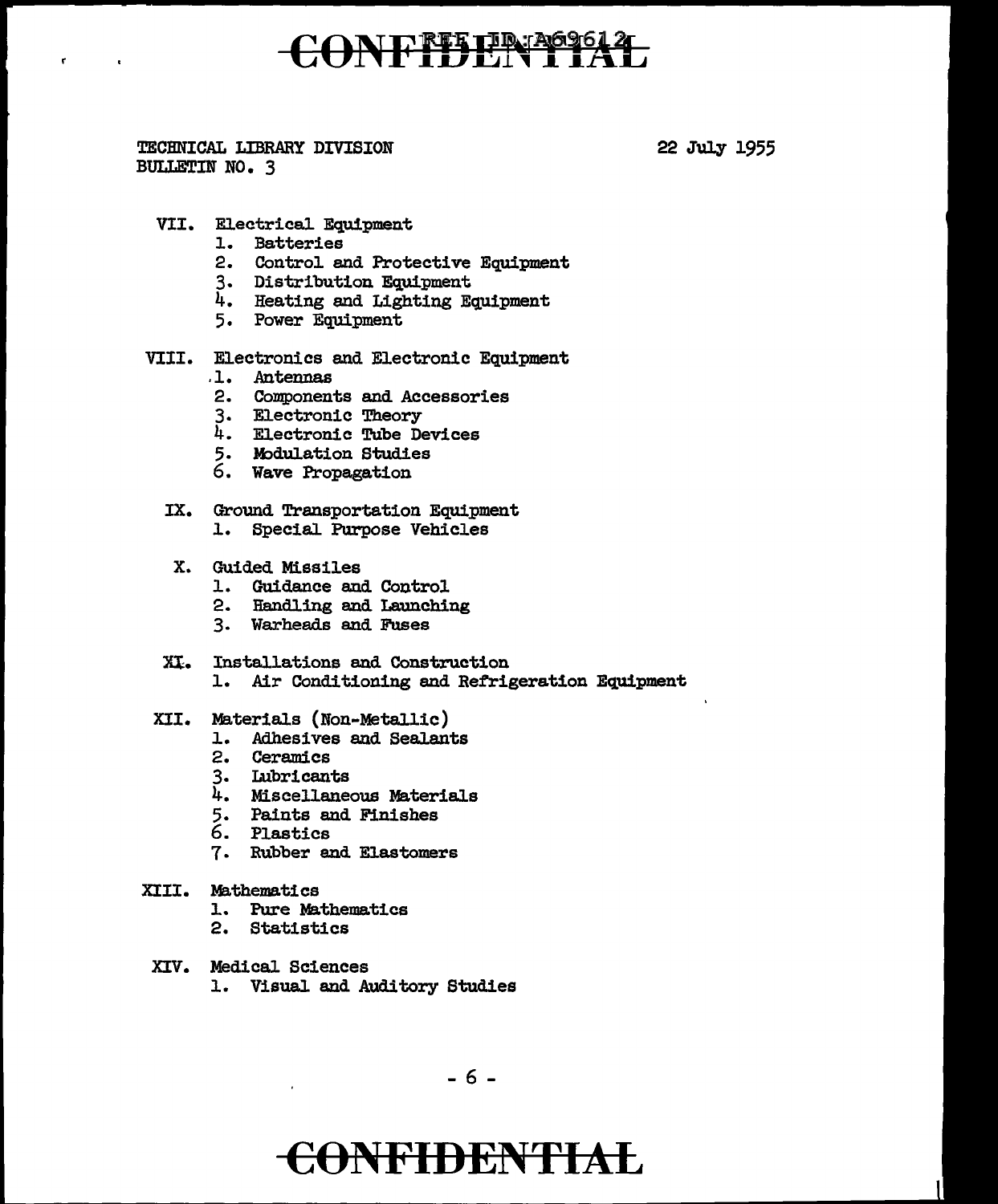TECHNICAL LIBRARY DIVISION
BULLETIN NO. 3

22 July 1955

VII. Electrical Equipment
  1. Batteries
  2. Control and Protective Equipment
  3. Distribution Equipment
  4. Heating and Lighting Equipment
  5. Power Equipment

VIII. Electronics and Electronic Equipment
  1. Antennas
  2. Components and Accessories
  3. Electronic Theory
  4. Electronic Tube Devices
  5. Modulation Studies
  6. Wave Propagation

IX. Ground Transportation Equipment
  1. Special Purpose Vehicles

X. Guided Missiles
  1. Guidance and Control
  2. Handling and Launching
  3. Warheads and Fuses

XI. Installations and Construction
  1. Air Conditioning and Refrigeration Equipment

XII. Materials (Non-Metallic)
  1. Adhesives and Sealants
  2. Ceramics
  3. Lubricants
  4. Miscellaneous Materials
  5. Paints and Finishes
  6. Plastics
  7. Rubber and Elastomers

XIII. Mathematics
  1. Pure Mathematics
  2. Statistics

XIV. Medical Sciences
  1. Visual and Auditory Studies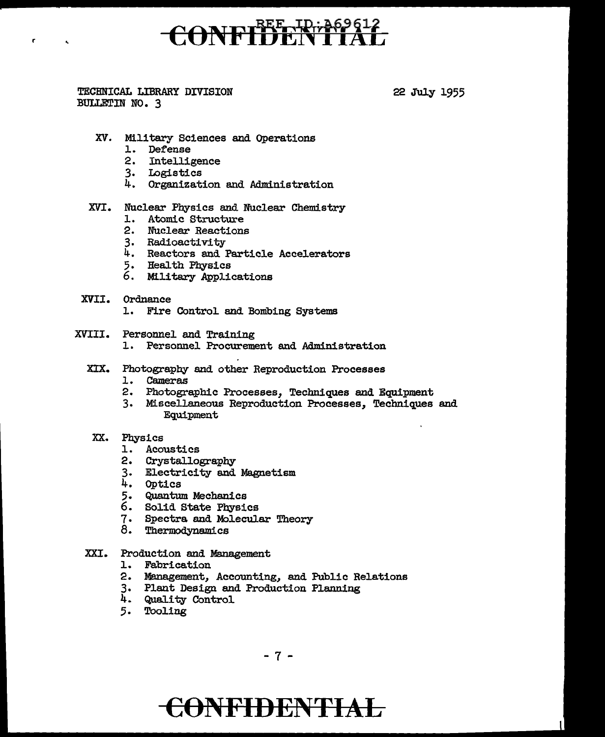TECHNICAL LIBRARY DIVISION
BULLETIN NO. 3

22 July 1955

XV. Military Sciences and Operations
   1. Defense
   2. Intelligence
   3. Logistics
   4. Organization and Administration

XVI. Nuclear Physics and Nuclear Chemistry
   1. Atomic Structure
   2. Nuclear Reactions
   3. Radioactivity
   4. Reactors and Particle Accelerators
   5. Health Physics
   6. Military Applications

XVII. Ordnance
   1. Fire Control and Bombing Systems

XVIII. Personnel and Training
   1. Personnel Procurement and Administration

XIX. Photography and other Reproduction Processes
   1. Cameras
   2. Photographic Processes, Techniques and Equipment
   3. Miscellaneous Reproduction Processes, Techniques and Equipment

XX. Physics
   1. Acoustics
   2. Crystallography
   3. Electricity and Magnetism
   4. Optics
   5. Quantum Mechanics
   6. Solid State Physics
   7. Spectra and Molecular Theory
   8. Thermodynamics

XXI. Production and Management
   1. Fabrication
   2. Management, Accounting, and Public Relations
   3. Plant Design and Production Planning
   4. Quality Control
   5. Tooling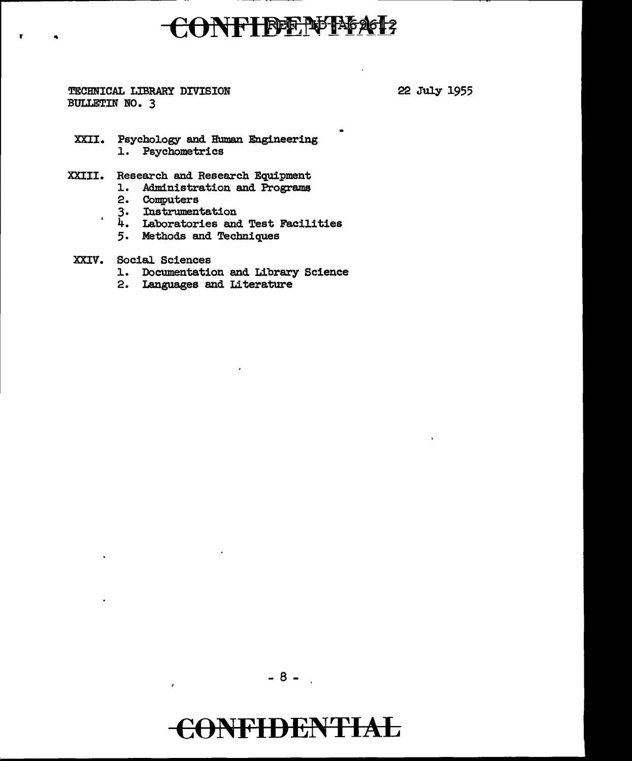**CONFIDENTIAL**

TECHNICAL LIBRARY DIVISION
BULLETIN NO. 3

22 July 1955

XXII. Psychology and Human Engineering
   1. Psychometrics

XXIII. Research and Research Equipment
   1. Administration and Programs
   2. Computers
   3. Instrumentation
   4. Laboratories and Test Facilities
   5. Methods and Techniques

XXIV. Social Sciences
   1. Documentation and Library Science
   2. Languages and Literature

**CONFIDENTIAL**